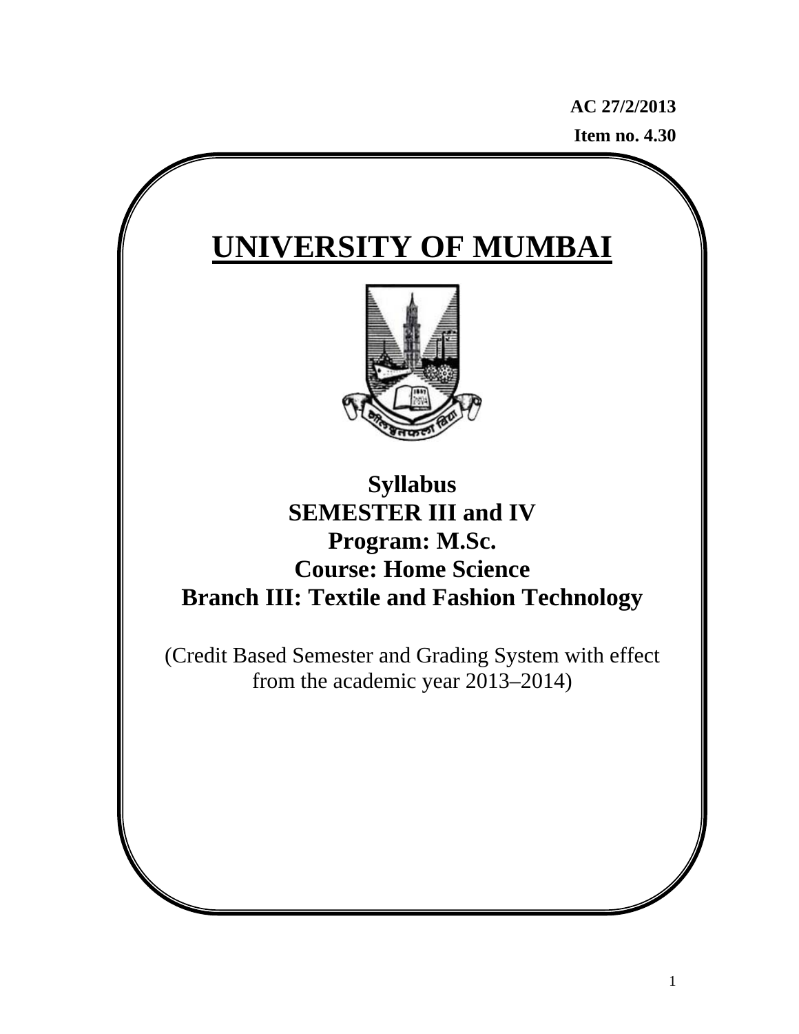**AC 27/2/2013**

**Item no. 4.30**

# UNIVERSITY OF MUMBAI

## Syllabus
## SEMESTER III and IV
## Program: M.Sc.
## Course: Home Science
## Branch III: Textile and Fashion Technology

(Credit Based Semester and Grading System with effect from the academic year 2013–2014)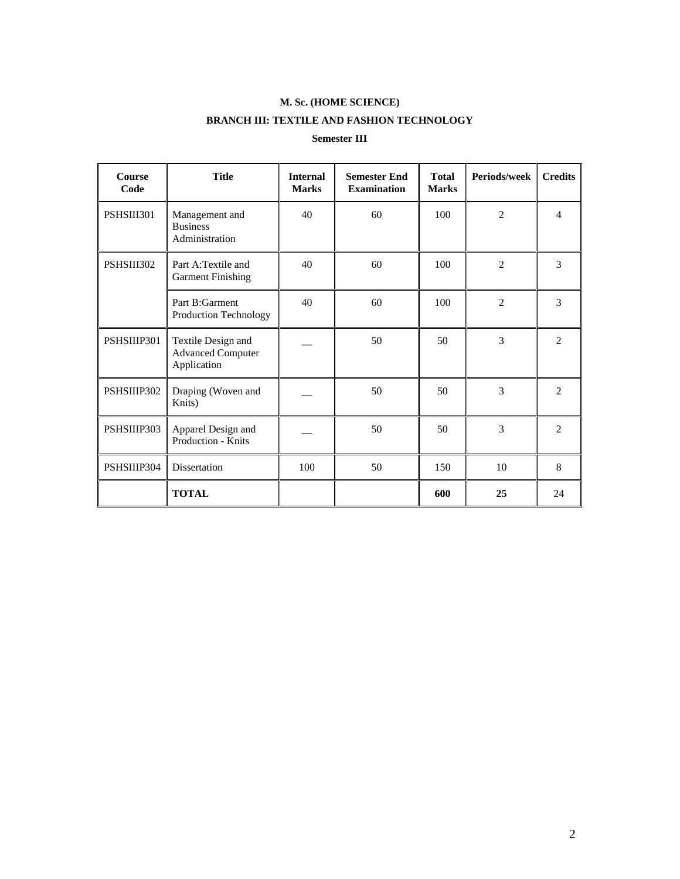**M. Sc. (HOME SCIENCE)**

**BRANCH III: TEXTILE AND FASHION TECHNOLOGY**

**Semester III**

| Course Code | Title | Internal Marks | Semester End Examination | Total Marks | Periods/week | Credits |
|---|---|---|---|---|---|---|
| PSHSIII301 | Management and Business Administration | 40 | 60 | 100 | 2 | 4 |
| PSHSIII302 | Part A:Textile and Garment Finishing | 40 | 60 | 100 | 2 | 3 |
| | Part B:Garment Production Technology | 40 | 60 | 100 | 2 | 3 |
| PSHSIIIP301 | Textile Design and Advanced Computer Application | __ | 50 | 50 | 3 | 2 |
| PSHSIIIP302 | Draping (Woven and Knits) | __ | 50 | 50 | 3 | 2 |
| PSHSIIIP303 | Apparel Design and Production - Knits | __ | 50 | 50 | 3 | 2 |
| PSHSIIIP304 | Dissertation | 100 | 50 | 150 | 10 | 8 |
| | **TOTAL** | | | **600** | **25** | 24 |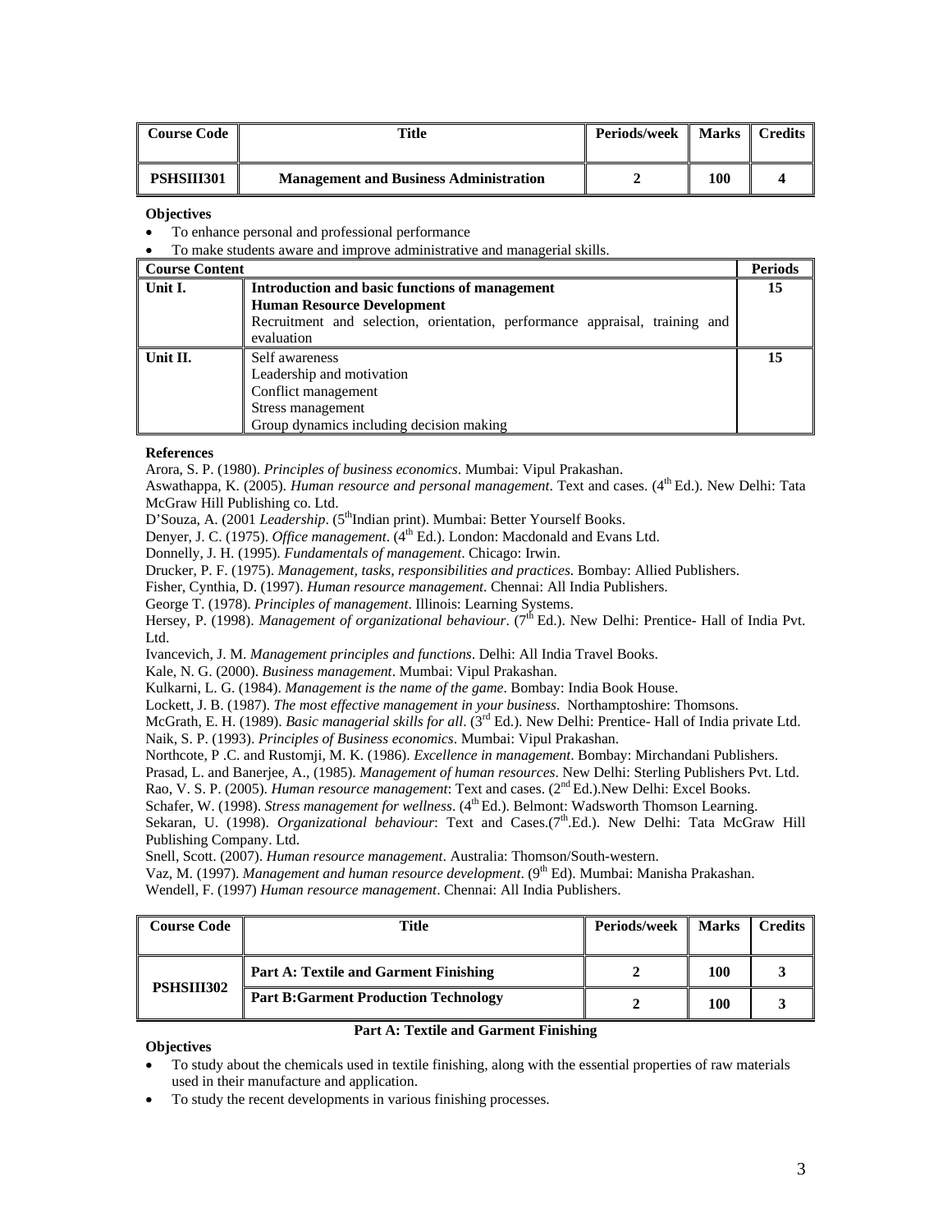| Course Code | Title | Periods/week | Marks | Credits |
|---|---|---|---|---|
| **PSHSIII301** | **Management and Business Administration** | **2** | **100** | **4** |

**Objectives**

- To enhance personal and professional performance
- To make students aware and improve administrative and managerial skills.

| Course Content | | Periods |
|---|---|---|
| **Unit I.** | **Introduction and basic functions of management**<br>**Human Resource Development**<br>Recruitment and selection, orientation, performance appraisal, training and evaluation | **15** |
| **Unit II.** | Self awareness<br>Leadership and motivation<br>Conflict management<br>Stress management<br>Group dynamics including decision making | **15** |

**References**

Arora, S. P. (1980). *Principles of business economics*. Mumbai: Vipul Prakashan.

Aswathappa, K. (2005). *Human resource and personal management*. Text and cases. (4th Ed.). New Delhi: Tata McGraw Hill Publishing co. Ltd.

D'Souza, A. (2001 *Leadership*. (5thIndian print). Mumbai: Better Yourself Books.

Denyer, J. C. (1975). *Office management*. (4th Ed.). London: Macdonald and Evans Ltd.

Donnelly, J. H. (1995). *Fundamentals of management*. Chicago: Irwin.

Drucker, P. F. (1975). *Management, tasks, responsibilities and practices*. Bombay: Allied Publishers.

Fisher, Cynthia, D. (1997). *Human resource management*. Chennai: All India Publishers.

George T. (1978). *Principles of management*. Illinois: Learning Systems.

Hersey, P. (1998). *Management of organizational behaviour*. (7th Ed.). New Delhi: Prentice- Hall of India Pvt. Ltd.

Ivancevich, J. M. *Management principles and functions*. Delhi: All India Travel Books.

Kale, N. G. (2000). *Business management*. Mumbai: Vipul Prakashan.

Kulkarni, L. G. (1984). *Management is the name of the game*. Bombay: India Book House.

Lockett, J. B. (1987). *The most effective management in your business*. Northamptoshire: Thomsons.

McGrath, E. H. (1989). *Basic managerial skills for all*. (3rd Ed.). New Delhi: Prentice- Hall of India private Ltd.

Naik, S. P. (1993). *Principles of Business economics*. Mumbai: Vipul Prakashan.

Northcote, P .C. and Rustomji, M. K. (1986). *Excellence in management*. Bombay: Mirchandani Publishers.

Prasad, L. and Banerjee, A., (1985). *Management of human resources*. New Delhi: Sterling Publishers Pvt. Ltd.

Rao, V. S. P. (2005). *Human resource management*: Text and cases. (2nd Ed.).New Delhi: Excel Books.

Schafer, W. (1998). *Stress management for wellness*. (4th Ed.). Belmont: Wadsworth Thomson Learning.

Sekaran, U. (1998). *Organizational behaviour*: Text and Cases.(7th.Ed.). New Delhi: Tata McGraw Hill Publishing Company. Ltd.

Snell, Scott. (2007). *Human resource management*. Australia: Thomson/South-western.

Vaz, M. (1997). *Management and human resource development*. (9th Ed). Mumbai: Manisha Prakashan.

Wendell, F. (1997) *Human resource management*. Chennai: All India Publishers.

| Course Code | Title | Periods/week | Marks | Credits |
|---|---|---|---|---|
| **PSHSIII302** | **Part A: Textile and Garment Finishing** | **2** | **100** | **3** |
| | **Part B:Garment Production Technology** | **2** | **100** | **3** |

**Part A: Textile and Garment Finishing**

**Objectives**

- To study about the chemicals used in textile finishing, along with the essential properties of raw materials used in their manufacture and application.
- To study the recent developments in various finishing processes.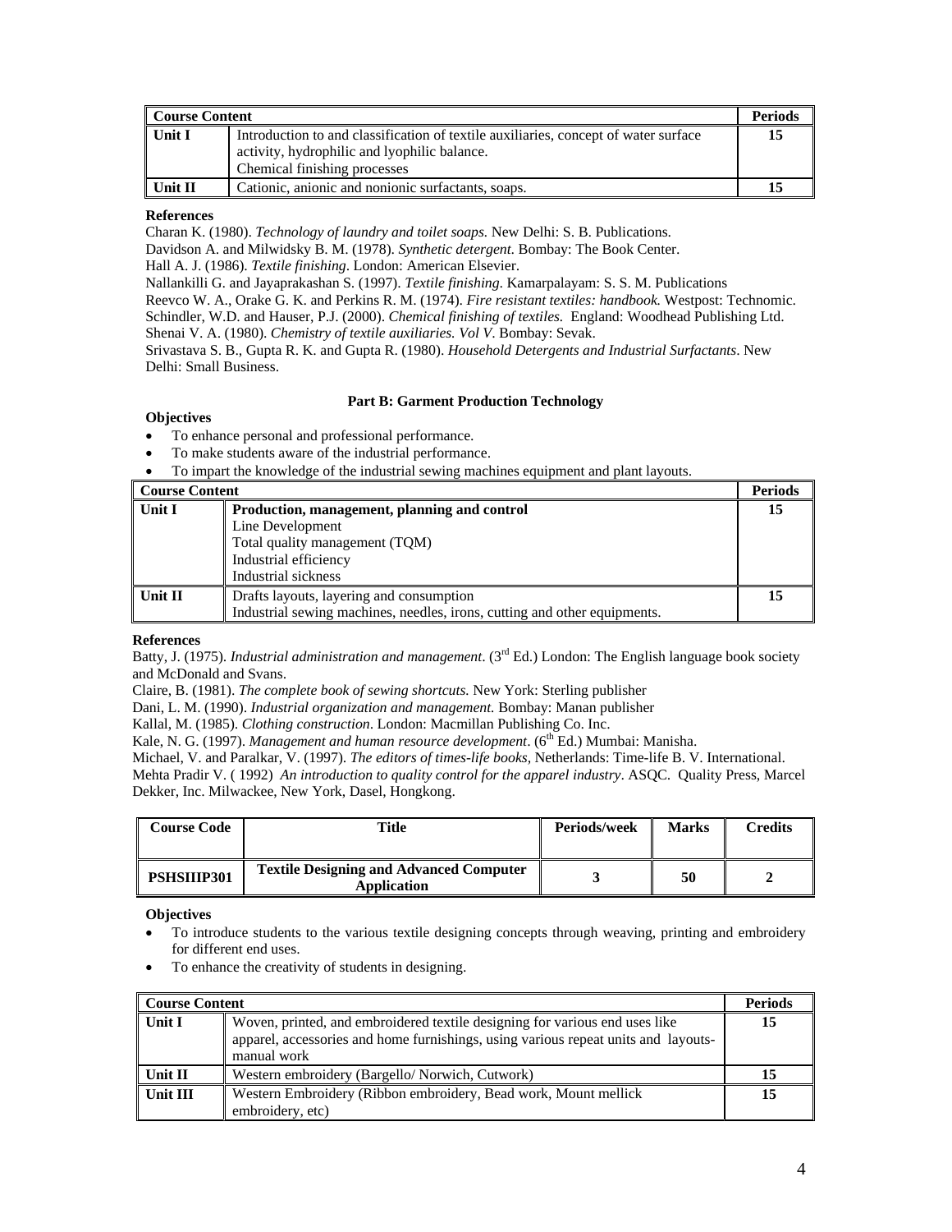| Course Content | | Periods |
| --- | --- | --- |
| Unit I | Introduction to and classification of textile auxiliaries, concept of water surface activity, hydrophilic and lyophilic balance.<br>Chemical finishing processes | 15 |
| Unit II | Cationic, anionic and nonionic surfactants, soaps. | 15 |

**References**

Charan K. (1980). *Technology of laundry and toilet soaps.* New Delhi: S. B. Publications.
Davidson A. and Milwidsky B. M. (1978). *Synthetic detergent*. Bombay: The Book Center.
Hall A. J. (1986). *Textile finishing*. London: American Elsevier.
Nallankilli G. and Jayaprakashan S. (1997). *Textile finishing*. Kamarpalayam: S. S. M. Publications
Reevco W. A., Orake G. K. and Perkins R. M. (1974). *Fire resistant textiles: handbook.* Westpost: Technomic.
Schindler, W.D. and Hauser, P.J. (2000). *Chemical finishing of textiles.* England: Woodhead Publishing Ltd.
Shenai V. A. (1980). *Chemistry of textile auxiliaries. Vol V*. Bombay: Sevak.
Srivastava S. B., Gupta R. K. and Gupta R. (1980). *Household Detergents and Industrial Surfactants*. New Delhi: Small Business.

**Part B: Garment Production Technology**

**Objectives**

- To enhance personal and professional performance.
- To make students aware of the industrial performance.
- To impart the knowledge of the industrial sewing machines equipment and plant layouts.

| Course Content | | Periods |
| --- | --- | --- |
| Unit I | **Production, management, planning and control**<br>Line Development<br>Total quality management (TQM)<br>Industrial efficiency<br>Industrial sickness | 15 |
| Unit II | Drafts layouts, layering and consumption<br>Industrial sewing machines, needles, irons, cutting and other equipments. | 15 |

**References**

Batty, J. (1975). *Industrial administration and management*. (3rd Ed.) London: The English language book society and McDonald and Svans.
Claire, B. (1981). *The complete book of sewing shortcuts.* New York: Sterling publisher
Dani, L. M. (1990). *Industrial organization and management.* Bombay: Manan publisher
Kallal, M. (1985). *Clothing construction*. London: Macmillan Publishing Co. Inc.
Kale, N. G. (1997). *Management and human resource development*. (6th Ed.) Mumbai: Manisha.
Michael, V. and Paralkar, V. (1997). *The editors of times-life books,* Netherlands: Time-life B. V. International.
Mehta Pradir V. ( 1992) *An introduction to quality control for the apparel industry*. ASQC. Quality Press, Marcel Dekker, Inc. Milwackee, New York, Dasel, Hongkong.

| Course Code | Title | Periods/week | Marks | Credits |
| --- | --- | --- | --- | --- |
| PSHSIIIP301 | Textile Designing and Advanced Computer Application | 3 | 50 | 2 |

**Objectives**

- To introduce students to the various textile designing concepts through weaving, printing and embroidery for different end uses.
- To enhance the creativity of students in designing.

| Course Content | | Periods |
| --- | --- | --- |
| Unit I | Woven, printed, and embroidered textile designing for various end uses like apparel, accessories and home furnishings, using various repeat units and layouts- manual work | 15 |
| Unit II | Western embroidery (Bargello/ Norwich, Cutwork) | 15 |
| Unit III | Western Embroidery (Ribbon embroidery, Bead work, Mount mellick embroidery, etc) | 15 |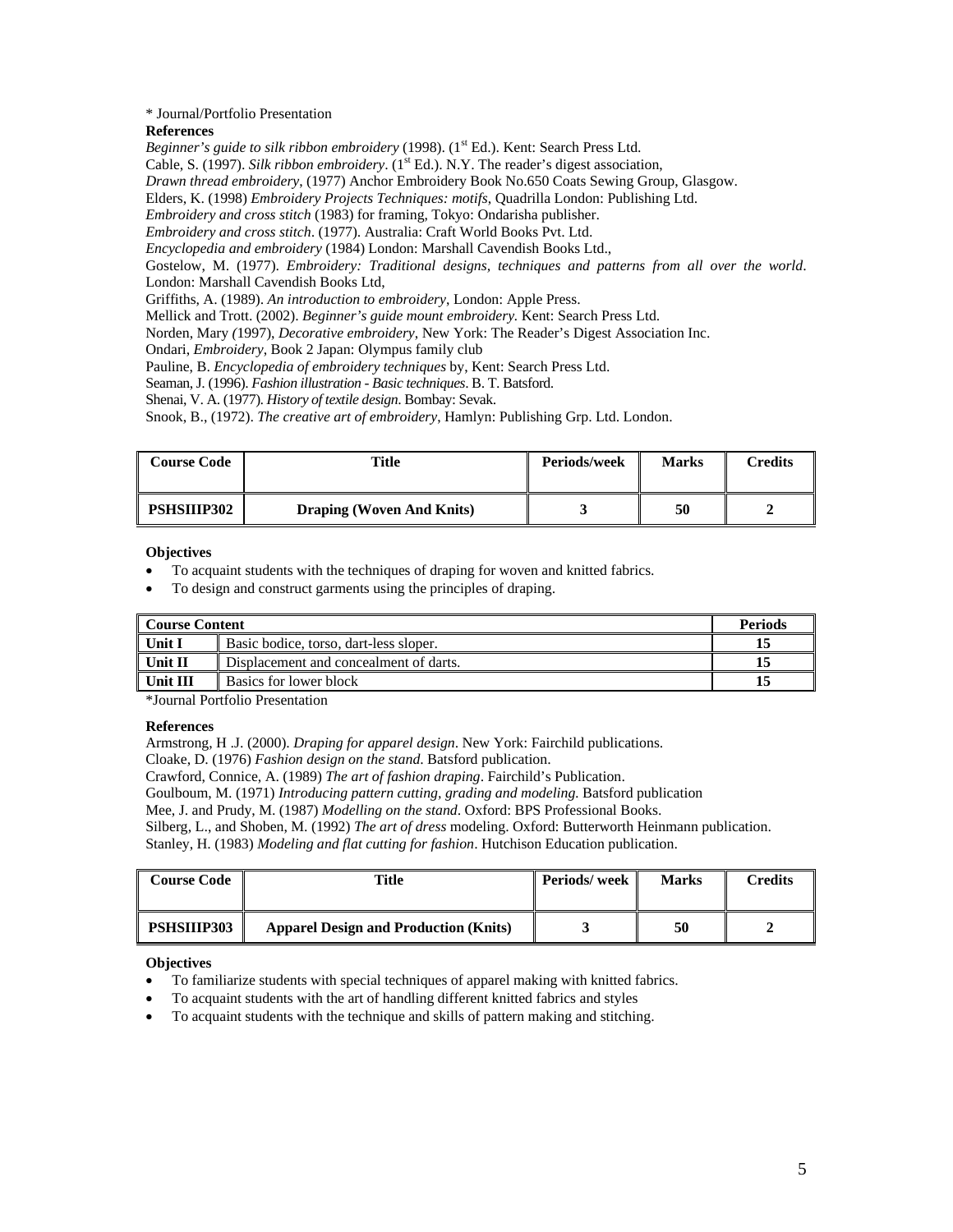* Journal/Portfolio Presentation

**References**

*Beginner's guide to silk ribbon embroidery* (1998). (1st Ed.). Kent: Search Press Ltd.
Cable, S. (1997). *Silk ribbon embroidery*. (1st Ed.). N.Y. The reader's digest association,
*Drawn thread embroidery*, (1977) Anchor Embroidery Book No.650 Coats Sewing Group, Glasgow.
Elders, K. (1998) *Embroidery Projects Techniques: motifs*, Quadrilla London: Publishing Ltd.
*Embroidery and cross stitch* (1983) for framing, Tokyo: Ondarisha publisher.
*Embroidery and cross stitch*. (1977). Australia: Craft World Books Pvt. Ltd.
*Encyclopedia and embroidery* (1984) London: Marshall Cavendish Books Ltd.,
Gostelow, M. (1977). *Embroidery: Traditional designs, techniques and patterns from all over the world*. London: Marshall Cavendish Books Ltd,
Griffiths, A. (1989). *An introduction to embroidery*, London: Apple Press.
Mellick and Trott. (2002). *Beginner's guide mount embroidery.* Kent: Search Press Ltd.
Norden, Mary (1997), *Decorative embroidery,* New York: The Reader's Digest Association Inc.
Ondari, *Embroidery*, Book 2 Japan: Olympus family club
Pauline, B. *Encyclopedia of embroidery techniques* by, Kent: Search Press Ltd.
Seaman, J. (1996). *Fashion illustration - Basic techniques*. B. T. Batsford.
Shenai, V. A. (1977). *History of textile design*. Bombay: Sevak.
Snook, B., (1972). *The creative art of embroidery*, Hamlyn: Publishing Grp. Ltd. London.

| Course Code | Title | Periods/week | Marks | Credits |
|---|---|---|---|---|
| **PSHSIIIP302** | **Draping (Woven And Knits)** | **3** | **50** | **2** |

**Objectives**

- To acquaint students with the techniques of draping for woven and knitted fabrics.
- To design and construct garments using the principles of draping.

| **Course Content** | | **Periods** |
|---|---|---|
| **Unit I** | Basic bodice, torso, dart-less sloper. | **15** |
| **Unit II** | Displacement and concealment of darts. | **15** |
| **Unit III** | Basics for lower block | **15** |

*Journal Portfolio Presentation

**References**

Armstrong, H .J. (2000). *Draping for apparel design*. New York: Fairchild publications.
Cloake, D. (1976) *Fashion design on the stand*. Batsford publication.
Crawford, Connice, A. (1989) *The art of fashion draping*. Fairchild's Publication.
Goulboum, M. (1971) *Introducing pattern cutting, grading and modeling.* Batsford publication
Mee, J. and Prudy, M. (1987) *Modelling on the stand*. Oxford: BPS Professional Books.
Silberg, L., and Shoben, M. (1992) *The art of dress* modeling. Oxford: Butterworth Heinmann publication.
Stanley, H. (1983) *Modeling and flat cutting for fashion*. Hutchison Education publication.

| Course Code | Title | Periods/ week | Marks | Credits |
|---|---|---|---|---|
| **PSHSIIIP303** | **Apparel Design and Production (Knits)** | **3** | **50** | **2** |

**Objectives**

- To familiarize students with special techniques of apparel making with knitted fabrics.
- To acquaint students with the art of handling different knitted fabrics and styles
- To acquaint students with the technique and skills of pattern making and stitching.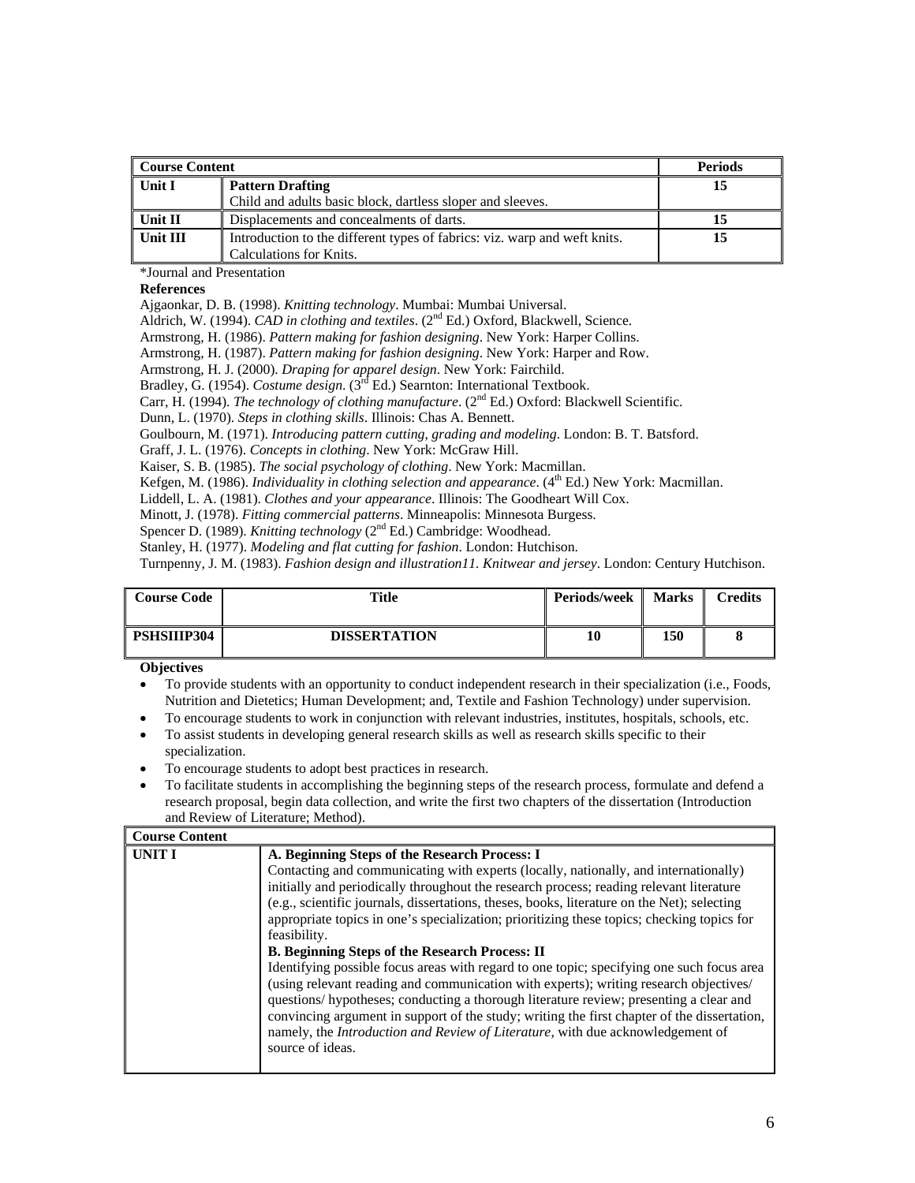| Course Content | | Periods |
|---|---|---|
| Unit I | **Pattern Drafting** Child and adults basic block, dartless sloper and sleeves. | 15 |
| Unit II | Displacements and concealments of darts. | 15 |
| Unit III | Introduction to the different types of fabrics: viz. warp and weft knits. Calculations for Knits. | 15 |

*Journal and Presentation

**References**

Ajgaonkar, D. B. (1998). *Knitting technology*. Mumbai: Mumbai Universal.
Aldrich, W. (1994). *CAD in clothing and textiles*. (2nd Ed.) Oxford, Blackwell, Science.
Armstrong, H. (1986). *Pattern making for fashion designing*. New York: Harper Collins.
Armstrong, H. (1987). *Pattern making for fashion designing*. New York: Harper and Row.
Armstrong, H. J. (2000). *Draping for apparel design*. New York: Fairchild.
Bradley, G. (1954). *Costume design*. (3rd Ed.) Searnton: International Textbook.
Carr, H. (1994). *The technology of clothing manufacture*. (2nd Ed.) Oxford: Blackwell Scientific.
Dunn, L. (1970). *Steps in clothing skills*. Illinois: Chas A. Bennett.
Goulbourn, M. (1971). *Introducing pattern cutting, grading and modeling*. London: B. T. Batsford.
Graff, J. L. (1976). *Concepts in clothing*. New York: McGraw Hill.
Kaiser, S. B. (1985). *The social psychology of clothing*. New York: Macmillan.
Kefgen, M. (1986). *Individuality in clothing selection and appearance*. (4th Ed.) New York: Macmillan.
Liddell, L. A. (1981). *Clothes and your appearance*. Illinois: The Goodheart Will Cox.
Minott, J. (1978). *Fitting commercial patterns*. Minneapolis: Minnesota Burgess.
Spencer D. (1989). *Knitting technology* (2nd Ed.) Cambridge: Woodhead.
Stanley, H. (1977). *Modeling and flat cutting for fashion*. London: Hutchison.
Turnpenny, J. M. (1983). *Fashion design and illustration11. Knitwear and jersey*. London: Century Hutchison.

| Course Code | Title | Periods/week | Marks | Credits |
|---|---|---|---|---|
| PSHSIIIP304 | DISSERTATION | 10 | 150 | 8 |

**Objectives**

- To provide students with an opportunity to conduct independent research in their specialization (i.e., Foods, Nutrition and Dietetics; Human Development; and, Textile and Fashion Technology) under supervision.
- To encourage students to work in conjunction with relevant industries, institutes, hospitals, schools, etc.
- To assist students in developing general research skills as well as research skills specific to their specialization.
- To encourage students to adopt best practices in research.
- To facilitate students in accomplishing the beginning steps of the research process, formulate and defend a research proposal, begin data collection, and write the first two chapters of the dissertation (Introduction and Review of Literature; Method).

| Course Content | |
|---|---|
| UNIT I | **A. Beginning Steps of the Research Process: I** Contacting and communicating with experts (locally, nationally, and internationally) initially and periodically throughout the research process; reading relevant literature (e.g., scientific journals, dissertations, theses, books, literature on the Net); selecting appropriate topics in one's specialization; prioritizing these topics; checking topics for feasibility. **B. Beginning Steps of the Research Process: II** Identifying possible focus areas with regard to one topic; specifying one such focus area (using relevant reading and communication with experts); writing research objectives/ questions/ hypotheses; conducting a thorough literature review; presenting a clear and convincing argument in support of the study; writing the first chapter of the dissertation, namely, the *Introduction and Review of Literature*, with due acknowledgement of source of ideas. |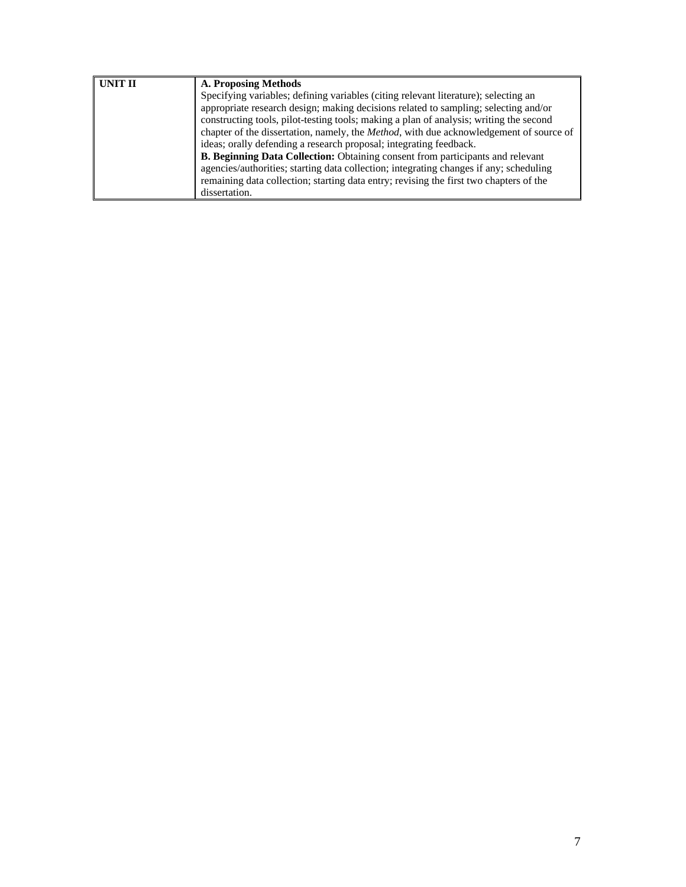| UNIT II | **A. Proposing Methods**<br>Specifying variables; defining variables (citing relevant literature); selecting an appropriate research design; making decisions related to sampling; selecting and/or constructing tools, pilot-testing tools; making a plan of analysis; writing the second chapter of the dissertation, namely, the *Method*, with due acknowledgement of source of ideas; orally defending a research proposal; integrating feedback.<br>**B. Beginning Data Collection:** Obtaining consent from participants and relevant agencies/authorities; starting data collection; integrating changes if any; scheduling remaining data collection; starting data entry; revising the first two chapters of the dissertation. |
|---|---|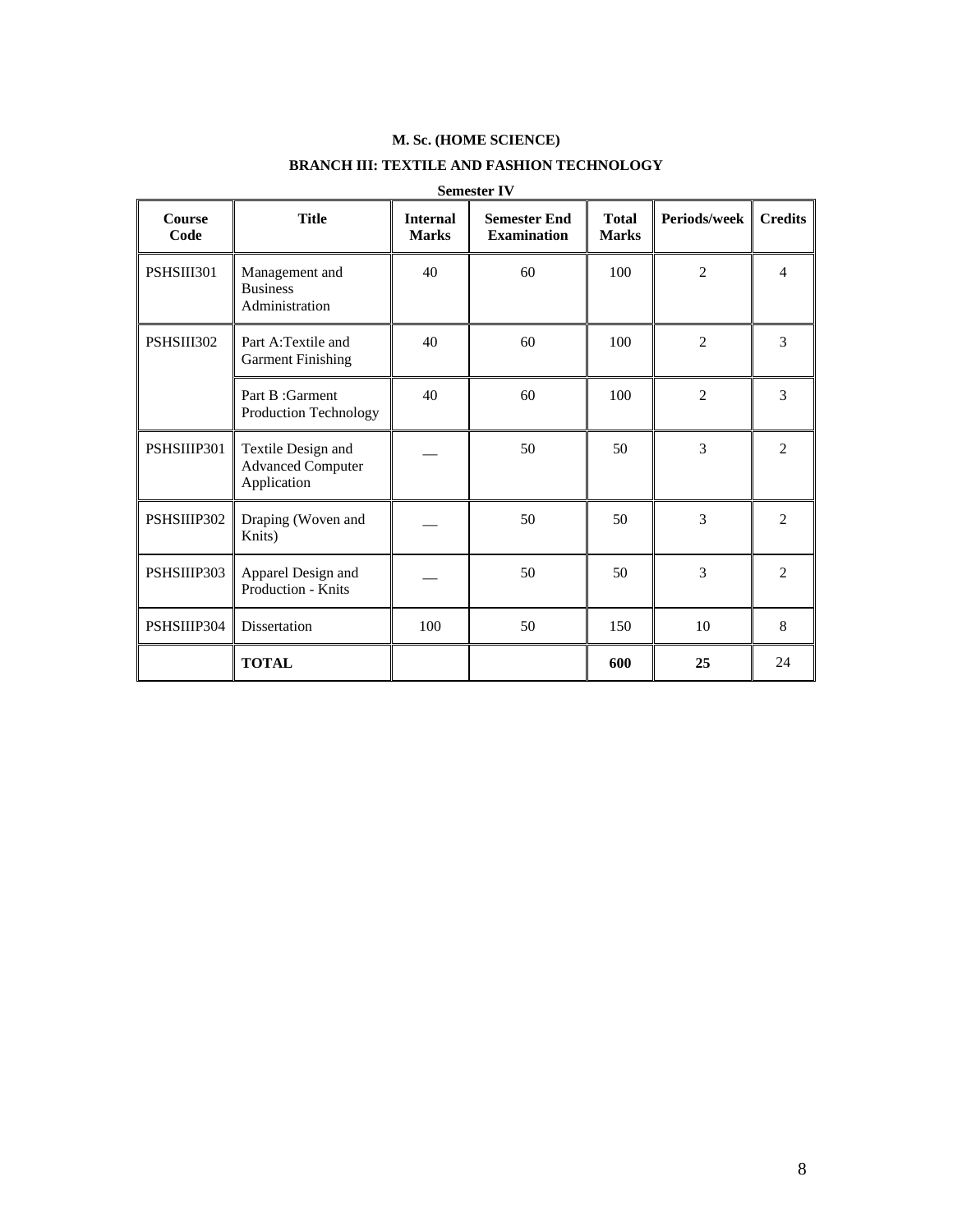**M. Sc. (HOME SCIENCE)**

**BRANCH III: TEXTILE AND FASHION TECHNOLOGY**

**Semester IV**

| Course Code | Title | Internal Marks | Semester End Examination | Total Marks | Periods/week | Credits |
|---|---|---|---|---|---|---|
| PSHSIII301 | Management and Business Administration | 40 | 60 | 100 | 2 | 4 |
| PSHSIII302 | Part A:Textile and Garment Finishing | 40 | 60 | 100 | 2 | 3 |
| | Part B :Garment Production Technology | 40 | 60 | 100 | 2 | 3 |
| PSHSIIIP301 | Textile Design and Advanced Computer Application | __ | 50 | 50 | 3 | 2 |
| PSHSIIIP302 | Draping (Woven and Knits) | __ | 50 | 50 | 3 | 2 |
| PSHSIIIP303 | Apparel Design and Production - Knits | __ | 50 | 50 | 3 | 2 |
| PSHSIIIP304 | Dissertation | 100 | 50 | 150 | 10 | 8 |
| | **TOTAL** | | | **600** | **25** | 24 |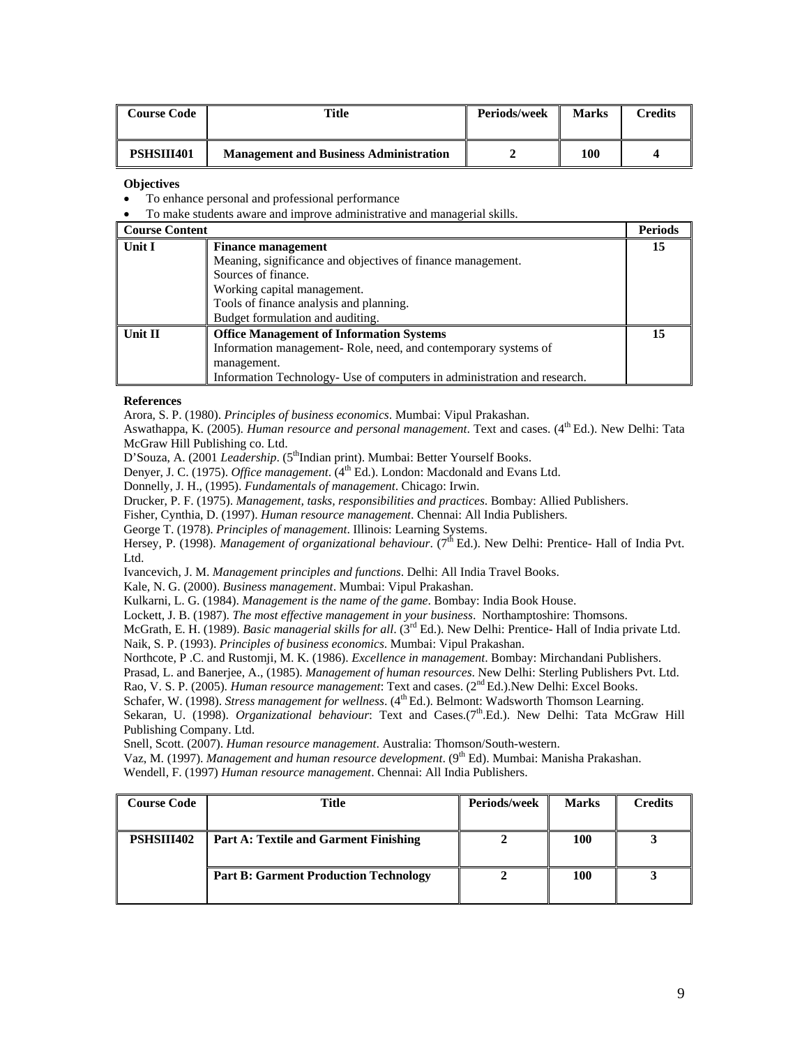| Course Code | Title | Periods/week | Marks | Credits |
|---|---|---|---|---|
| **PSHSIII401** | **Management and Business Administration** | **2** | **100** | **4** |

**Objectives**

- To enhance personal and professional performance
- To make students aware and improve administrative and managerial skills.

| Course Content | | Periods |
|---|---|---|
| **Unit I** | **Finance management**<br>Meaning, significance and objectives of finance management.<br>Sources of finance.<br>Working capital management.<br>Tools of finance analysis and planning.<br>Budget formulation and auditing. | **15** |
| **Unit II** | **Office Management of Information Systems**<br>Information management- Role, need, and contemporary systems of management.<br>Information Technology- Use of computers in administration and research. | **15** |

**References**

Arora, S. P. (1980). *Principles of business economics*. Mumbai: Vipul Prakashan.
Aswathappa, K. (2005). *Human resource and personal management*. Text and cases. (4th Ed.). New Delhi: Tata McGraw Hill Publishing co. Ltd.
D'Souza, A. (2001 *Leadership*. (5thIndian print). Mumbai: Better Yourself Books.
Denyer, J. C. (1975). *Office management*. (4th Ed.). London: Macdonald and Evans Ltd.
Donnelly, J. H., (1995). *Fundamentals of management*. Chicago: Irwin.
Drucker, P. F. (1975). *Management, tasks, responsibilities and practices*. Bombay: Allied Publishers.
Fisher, Cynthia, D. (1997). *Human resource management*. Chennai: All India Publishers.
George T. (1978). *Principles of management*. Illinois: Learning Systems.
Hersey, P. (1998). *Management of organizational behaviour*. (7th Ed.). New Delhi: Prentice- Hall of India Pvt. Ltd.
Ivancevich, J. M. *Management principles and functions*. Delhi: All India Travel Books.
Kale, N. G. (2000). *Business management*. Mumbai: Vipul Prakashan.
Kulkarni, L. G. (1984). *Management is the name of the game*. Bombay: India Book House.
Lockett, J. B. (1987). *The most effective management in your business*. Northamptoshire: Thomsons.
McGrath, E. H. (1989). *Basic managerial skills for all*. (3rd Ed.). New Delhi: Prentice- Hall of India private Ltd.
Naik, S. P. (1993). *Principles of business economics*. Mumbai: Vipul Prakashan.
Northcote, P .C. and Rustomji, M. K. (1986). *Excellence in management*. Bombay: Mirchandani Publishers.
Prasad, L. and Banerjee, A., (1985). *Management of human resources*. New Delhi: Sterling Publishers Pvt. Ltd.
Rao, V. S. P. (2005). *Human resource management*: Text and cases. (2nd Ed.).New Delhi: Excel Books.
Schafer, W. (1998). *Stress management for wellness*. (4th Ed.). Belmont: Wadsworth Thomson Learning.
Sekaran, U. (1998). *Organizational behaviour*: Text and Cases.(7th.Ed.). New Delhi: Tata McGraw Hill Publishing Company. Ltd.
Snell, Scott. (2007). *Human resource management*. Australia: Thomson/South-western.
Vaz, M. (1997). *Management and human resource development*. (9th Ed). Mumbai: Manisha Prakashan.
Wendell, F. (1997) *Human resource management*. Chennai: All India Publishers.

| Course Code | Title | Periods/week | Marks | Credits |
|---|---|---|---|---|
| **PSHSIII402** | **Part A: Textile and Garment Finishing** | **2** | **100** | **3** |
| | **Part B: Garment Production Technology** | **2** | **100** | **3** |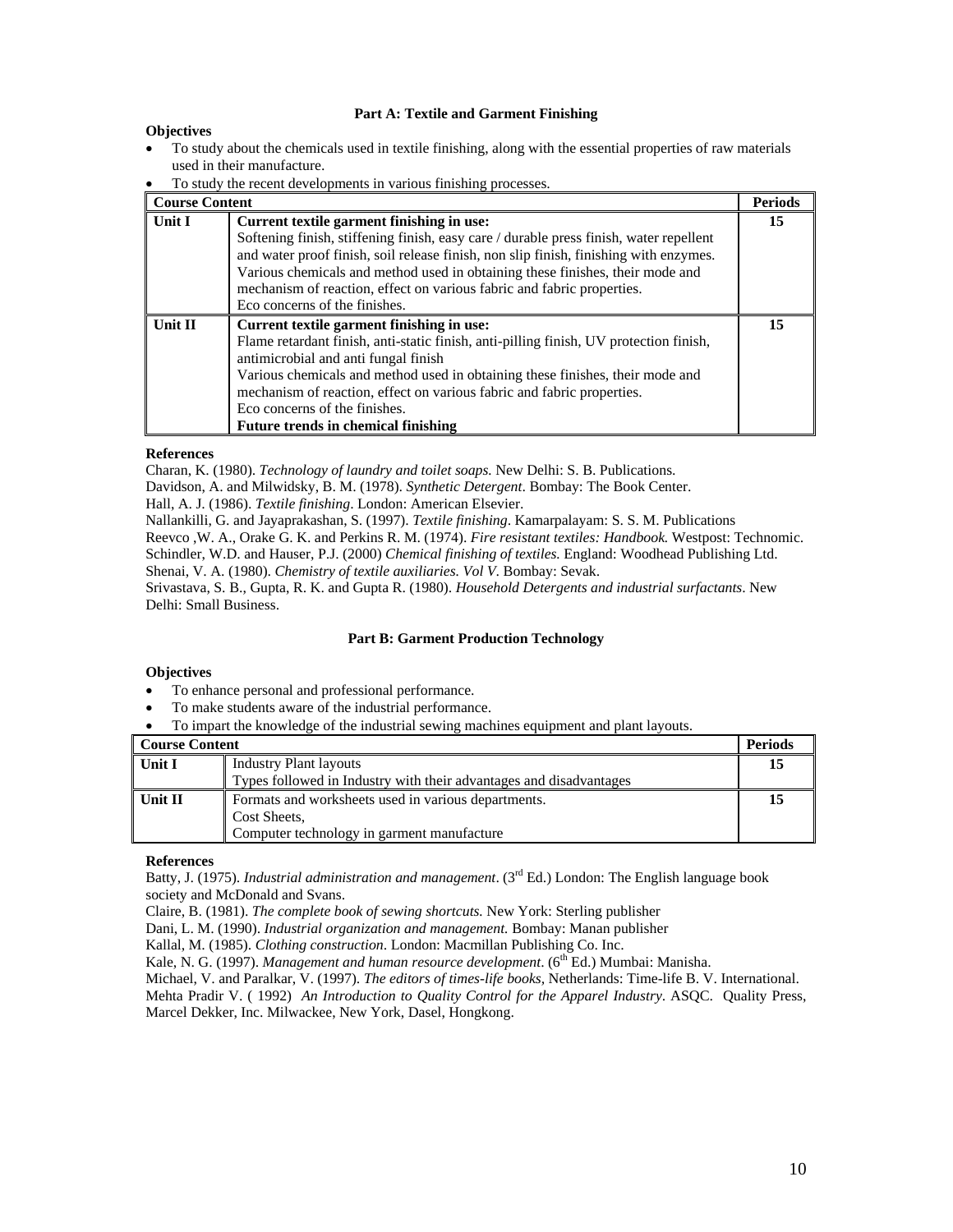## Part A: Textile and Garment Finishing

**Objectives**

- To study about the chemicals used in textile finishing, along with the essential properties of raw materials used in their manufacture.
- To study the recent developments in various finishing processes.

| Course Content | | Periods |
|---|---|---|
| **Unit I** | **Current textile garment finishing in use:**<br>Softening finish, stiffening finish, easy care / durable press finish, water repellent and water proof finish, soil release finish, non slip finish, finishing with enzymes.<br>Various chemicals and method used in obtaining these finishes, their mode and mechanism of reaction, effect on various fabric and fabric properties.<br>Eco concerns of the finishes. | **15** |
| **Unit II** | **Current textile garment finishing in use:**<br>Flame retardant finish, anti-static finish, anti-pilling finish, UV protection finish, antimicrobial and anti fungal finish<br>Various chemicals and method used in obtaining these finishes, their mode and mechanism of reaction, effect on various fabric and fabric properties.<br>Eco concerns of the finishes.<br>**Future trends in chemical finishing** | **15** |

**References**

Charan, K. (1980). *Technology of laundry and toilet soaps.* New Delhi: S. B. Publications.
Davidson, A. and Milwidsky, B. M. (1978). *Synthetic Detergent*. Bombay: The Book Center.
Hall, A. J. (1986). *Textile finishing*. London: American Elsevier.
Nallankilli, G. and Jayaprakashan, S. (1997). *Textile finishing*. Kamarpalayam: S. S. M. Publications
Reevco ,W. A., Orake G. K. and Perkins R. M. (1974). *Fire resistant textiles: Handbook.* Westpost: Technomic.
Schindler, W.D. and Hauser, P.J. (2000) *Chemical finishing of textiles.* England: Woodhead Publishing Ltd.
Shenai, V. A. (1980). *Chemistry of textile auxiliaries. Vol V.* Bombay: Sevak.
Srivastava, S. B., Gupta, R. K. and Gupta R. (1980). *Household Detergents and industrial surfactants*. New Delhi: Small Business.

## Part B: Garment Production Technology

**Objectives**

- To enhance personal and professional performance.
- To make students aware of the industrial performance.
- To impart the knowledge of the industrial sewing machines equipment and plant layouts.

| Course Content | | Periods |
|---|---|---|
| **Unit I** | Industry Plant layouts<br>Types followed in Industry with their advantages and disadvantages | **15** |
| **Unit II** | Formats and worksheets used in various departments.<br>Cost Sheets,<br>Computer technology in garment manufacture | **15** |

**References**

Batty, J. (1975). *Industrial administration and management*. (3rd Ed.) London: The English language book society and McDonald and Svans.
Claire, B. (1981). *The complete book of sewing shortcuts.* New York: Sterling publisher
Dani, L. M. (1990). *Industrial organization and management.* Bombay: Manan publisher
Kallal, M. (1985). *Clothing construction*. London: Macmillan Publishing Co. Inc.
Kale, N. G. (1997). *Management and human resource development*. (6th Ed.) Mumbai: Manisha.
Michael, V. and Paralkar, V. (1997). *The editors of times-life books,* Netherlands: Time-life B. V. International.
Mehta Pradir V. ( 1992) *An Introduction to Quality Control for the Apparel Industry*. ASQC. Quality Press, Marcel Dekker, Inc. Milwackee, New York, Dasel, Hongkong.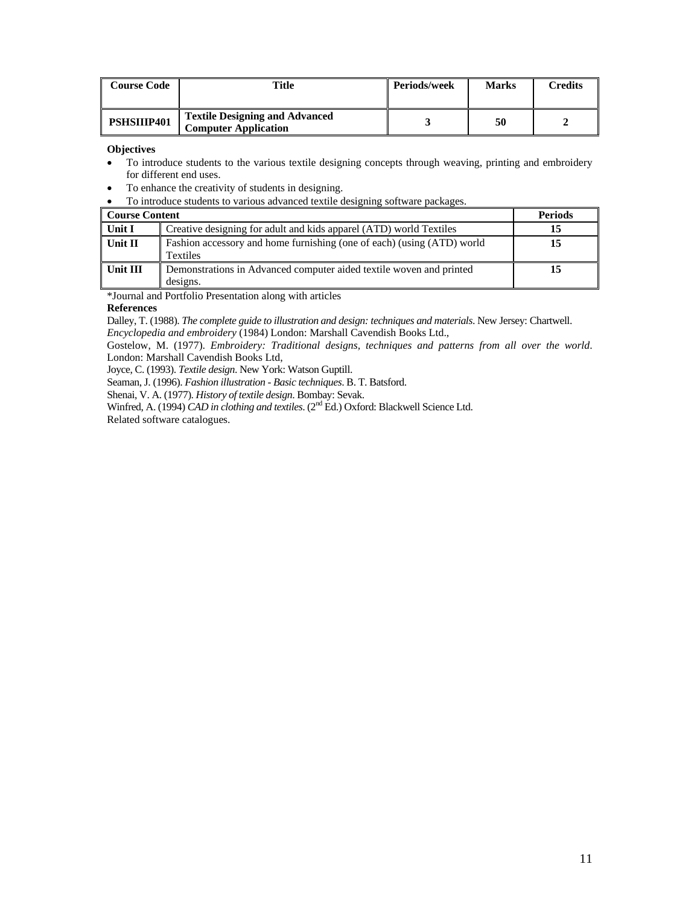| Course Code | Title | Periods/week | Marks | Credits |
|---|---|---|---|---|
| PSHSIIIP401 | Textile Designing and Advanced Computer Application | 3 | 50 | 2 |

**Objectives**

- To introduce students to the various textile designing concepts through weaving, printing and embroidery for different end uses.
- To enhance the creativity of students in designing.
- To introduce students to various advanced textile designing software packages.

| Course Content | | Periods |
|---|---|---|
| Unit I | Creative designing for adult and kids apparel (ATD) world Textiles | 15 |
| Unit II | Fashion accessory and home furnishing (one of each) (using (ATD) world Textiles | 15 |
| Unit III | Demonstrations in Advanced computer aided textile woven and printed designs. | 15 |

*Journal and Portfolio Presentation along with articles

**References**

Dalley, T. (1988). *The complete guide to illustration and design: techniques and materials*. New Jersey: Chartwell.

*Encyclopedia and embroidery* (1984) London: Marshall Cavendish Books Ltd.,

Gostelow, M. (1977). *Embroidery: Traditional designs, techniques and patterns from all over the world*. London: Marshall Cavendish Books Ltd,

Joyce, C. (1993). *Textile design*. New York: Watson Guptill.

Seaman, J. (1996). *Fashion illustration - Basic techniques*. B. T. Batsford.

Shenai, V. A. (1977). *History of textile design*. Bombay: Sevak.

Winfred, A. (1994) *CAD in clothing and textiles*. (2nd Ed.) Oxford: Blackwell Science Ltd.

Related software catalogues.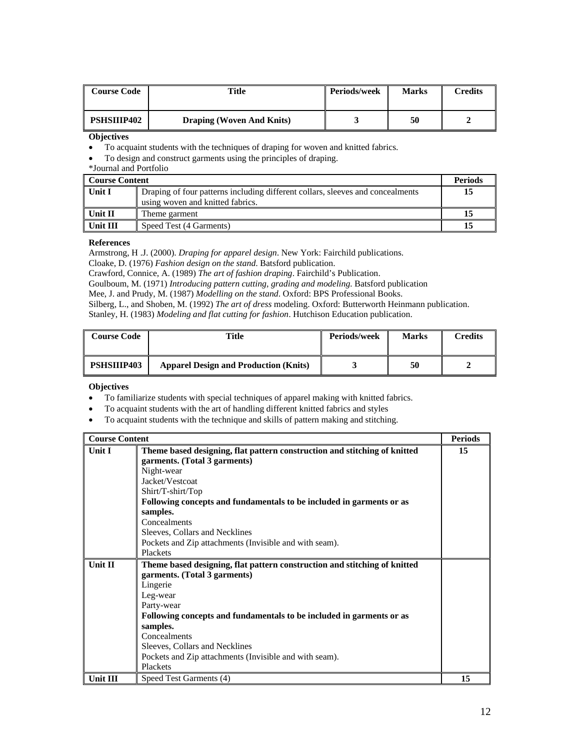| Course Code | Title | Periods/week | Marks | Credits |
|---|---|---|---|---|
| PSHSIIIP402 | Draping (Woven And Knits) | 3 | 50 | 2 |

**Objectives**

- To acquaint students with the techniques of draping for woven and knitted fabrics.
- To design and construct garments using the principles of draping.

*Journal and Portfolio

| Course Content | | Periods |
|---|---|---|
| Unit I | Draping of four patterns including different collars, sleeves and concealments using woven and knitted fabrics. | 15 |
| Unit II | Theme garment | 15 |
| Unit III | Speed Test (4 Garments) | 15 |

**References**

Armstrong, H .J. (2000). *Draping for apparel design*. New York: Fairchild publications.
Cloake, D. (1976) *Fashion design on the stand*. Batsford publication.
Crawford, Connice, A. (1989) *The art of fashion draping*. Fairchild's Publication.
Goulboum, M. (1971) *Introducing pattern cutting, grading and modeling.* Batsford publication
Mee, J. and Prudy, M. (1987) *Modelling on the stand*. Oxford: BPS Professional Books.
Silberg, L., and Shoben, M. (1992) *The art of dress* modeling. Oxford: Butterworth Heinmann publication.
Stanley, H. (1983) *Modeling and flat cutting for fashion*. Hutchison Education publication.

| Course Code | Title | Periods/week | Marks | Credits |
|---|---|---|---|---|
| PSHSIIIP403 | Apparel Design and Production (Knits) | 3 | 50 | 2 |

**Objectives**

- To familiarize students with special techniques of apparel making with knitted fabrics.
- To acquaint students with the art of handling different knitted fabrics and styles
- To acquaint students with the technique and skills of pattern making and stitching.

| Course Content | | Periods |
|---|---|---|
| Unit I | **Theme based designing, flat pattern construction and stitching of knitted garments. (Total 3 garments)**<br>Night-wear<br>Jacket/Vestcoat<br>Shirt/T-shirt/Top<br>**Following concepts and fundamentals to be included in garments or as samples.**<br>Concealments<br>Sleeves, Collars and Necklines<br>Pockets and Zip attachments (Invisible and with seam).<br>Plackets | 15 |
| Unit II | **Theme based designing, flat pattern construction and stitching of knitted garments. (Total 3 garments)**<br>Lingerie<br>Leg-wear<br>Party-wear<br>**Following concepts and fundamentals to be included in garments or as samples.**<br>Concealments<br>Sleeves, Collars and Necklines<br>Pockets and Zip attachments (Invisible and with seam).<br>Plackets | |
| Unit III | Speed Test Garments (4) | 15 |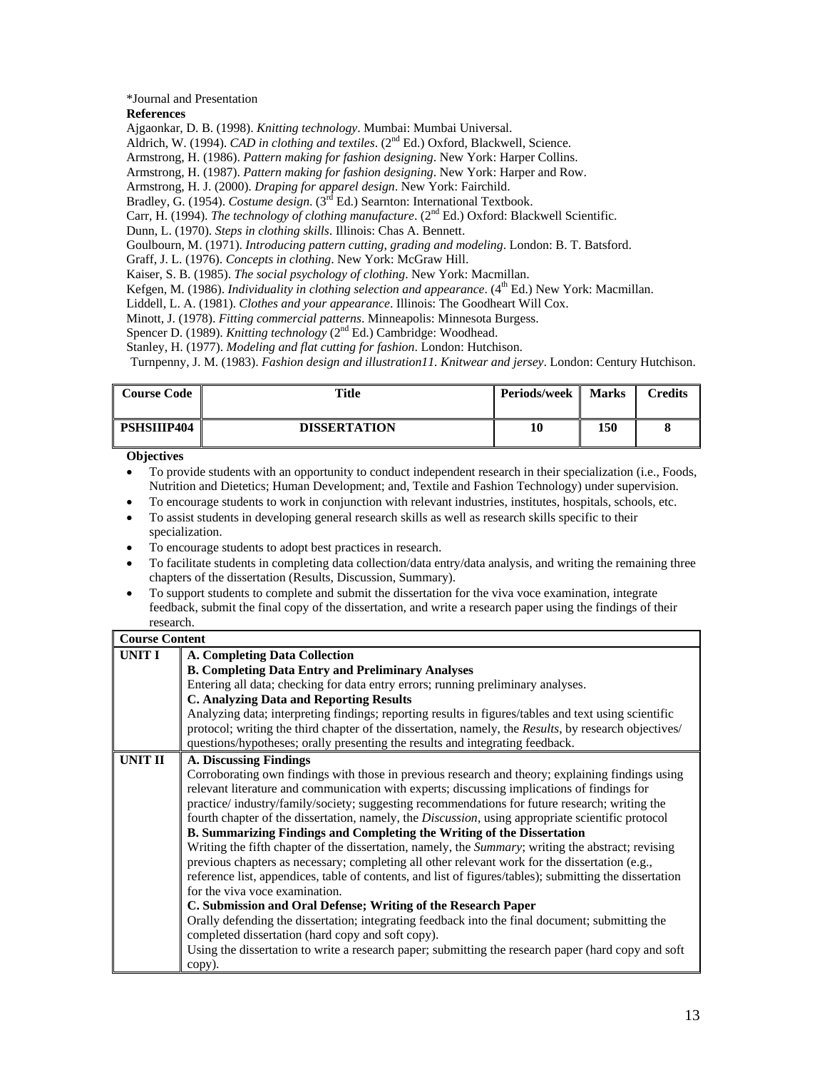*Journal and Presentation

**References**

Ajgaonkar, D. B. (1998). *Knitting technology*. Mumbai: Mumbai Universal.
Aldrich, W. (1994). *CAD in clothing and textiles*. (2nd Ed.) Oxford, Blackwell, Science.
Armstrong, H. (1986). *Pattern making for fashion designing*. New York: Harper Collins.
Armstrong, H. (1987). *Pattern making for fashion designing*. New York: Harper and Row.
Armstrong, H. J. (2000). *Draping for apparel design*. New York: Fairchild.
Bradley, G. (1954). *Costume design*. (3rd Ed.) Searnton: International Textbook.
Carr, H. (1994). *The technology of clothing manufacture*. (2nd Ed.) Oxford: Blackwell Scientific.
Dunn, L. (1970). *Steps in clothing skills*. Illinois: Chas A. Bennett.
Goulbourn, M. (1971). *Introducing pattern cutting, grading and modeling*. London: B. T. Batsford.
Graff, J. L. (1976). *Concepts in clothing*. New York: McGraw Hill.
Kaiser, S. B. (1985). *The social psychology of clothing*. New York: Macmillan.
Kefgen, M. (1986). *Individuality in clothing selection and appearance*. (4th Ed.) New York: Macmillan.
Liddell, L. A. (1981). *Clothes and your appearance*. Illinois: The Goodheart Will Cox.
Minott, J. (1978). *Fitting commercial patterns*. Minneapolis: Minnesota Burgess.
Spencer D. (1989). *Knitting technology* (2nd Ed.) Cambridge: Woodhead.
Stanley, H. (1977). *Modeling and flat cutting for fashion*. London: Hutchison.
Turnpenny, J. M. (1983). *Fashion design and illustration11. Knitwear and jersey*. London: Century Hutchison.

| Course Code | Title | Periods/week | Marks | Credits |
|---|---|---|---|---|
| PSHSIIIP404 | DISSERTATION | 10 | 150 | 8 |

**Objectives**

- To provide students with an opportunity to conduct independent research in their specialization (i.e., Foods, Nutrition and Dietetics; Human Development; and, Textile and Fashion Technology) under supervision.
- To encourage students to work in conjunction with relevant industries, institutes, hospitals, schools, etc.
- To assist students in developing general research skills as well as research skills specific to their specialization.
- To encourage students to adopt best practices in research.
- To facilitate students in completing data collection/data entry/data analysis, and writing the remaining three chapters of the dissertation (Results, Discussion, Summary).
- To support students to complete and submit the dissertation for the viva voce examination, integrate feedback, submit the final copy of the dissertation, and write a research paper using the findings of their research.

| Course Content | |
|---|---|
| UNIT I | **A. Completing Data Collection**<br>**B. Completing Data Entry and Preliminary Analyses**<br>Entering all data; checking for data entry errors; running preliminary analyses.<br>**C. Analyzing Data and Reporting Results**<br>Analyzing data; interpreting findings; reporting results in figures/tables and text using scientific protocol; writing the third chapter of the dissertation, namely, the *Results*, by research objectives/ questions/hypotheses; orally presenting the results and integrating feedback. |
| UNIT II | **A. Discussing Findings**<br>Corroborating own findings with those in previous research and theory; explaining findings using relevant literature and communication with experts; discussing implications of findings for practice/ industry/family/society; suggesting recommendations for future research; writing the fourth chapter of the dissertation, namely, the *Discussion*, using appropriate scientific protocol<br>**B. Summarizing Findings and Completing the Writing of the Dissertation**<br>Writing the fifth chapter of the dissertation, namely, the *Summary*; writing the abstract; revising previous chapters as necessary; completing all other relevant work for the dissertation (e.g., reference list, appendices, table of contents, and list of figures/tables); submitting the dissertation for the viva voce examination.<br>**C. Submission and Oral Defense; Writing of the Research Paper**<br>Orally defending the dissertation; integrating feedback into the final document; submitting the completed dissertation (hard copy and soft copy).<br>Using the dissertation to write a research paper; submitting the research paper (hard copy and soft copy). |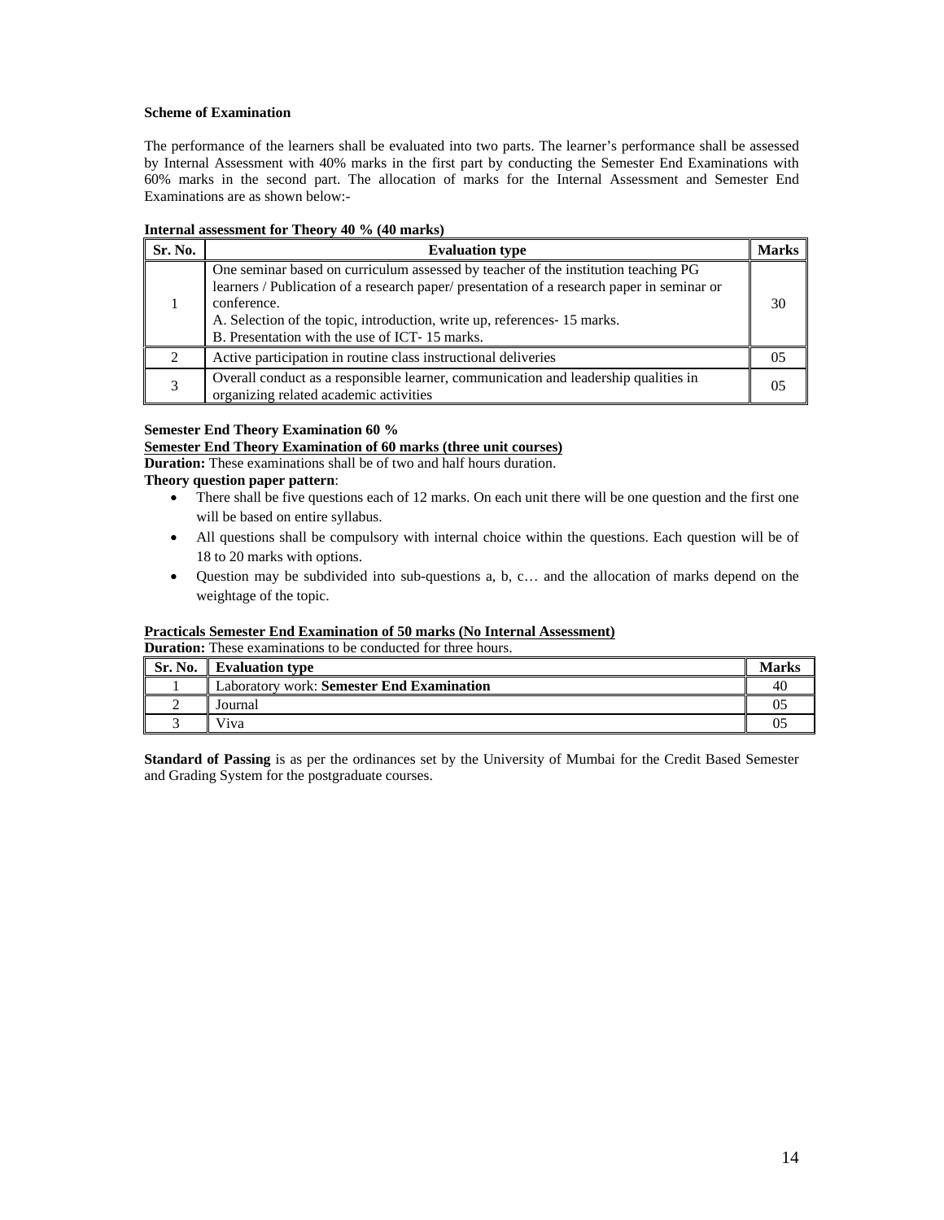**Scheme of Examination**

The performance of the learners shall be evaluated into two parts. The learner's performance shall be assessed by Internal Assessment with 40% marks in the first part by conducting the Semester End Examinations with 60% marks in the second part. The allocation of marks for the Internal Assessment and Semester End Examinations are as shown below:-

**Internal assessment for Theory 40 % (40 marks)**

| Sr. No. | Evaluation type | Marks |
|---|---|---|
| 1 | One seminar based on curriculum assessed by teacher of the institution teaching PG learners / Publication of a research paper/ presentation of a research paper in seminar or conference.<br>A. Selection of the topic, introduction, write up, references- 15 marks.<br>B. Presentation with the use of ICT- 15 marks. | 30 |
| 2 | Active participation in routine class instructional deliveries | 05 |
| 3 | Overall conduct as a responsible learner, communication and leadership qualities in organizing related academic activities | 05 |

**Semester End Theory Examination 60 %**

**<u>Semester End Theory Examination of 60 marks (three unit courses)</u>**

**Duration:** These examinations shall be of two and half hours duration.

**Theory question paper pattern**:

- There shall be five questions each of 12 marks. On each unit there will be one question and the first one will be based on entire syllabus.
- All questions shall be compulsory with internal choice within the questions. Each question will be of 18 to 20 marks with options.
- Question may be subdivided into sub-questions a, b, c… and the allocation of marks depend on the weightage of the topic.

**<u>Practicals Semester End Examination of 50 marks (No Internal Assessment)</u>**

**Duration:** These examinations to be conducted for three hours.

| Sr. No. | Evaluation type | Marks |
|---|---|---|
| 1 | Laboratory work: **Semester End Examination** | 40 |
| 2 | Journal | 05 |
| 3 | Viva | 05 |

**Standard of Passing** is as per the ordinances set by the University of Mumbai for the Credit Based Semester and Grading System for the postgraduate courses.